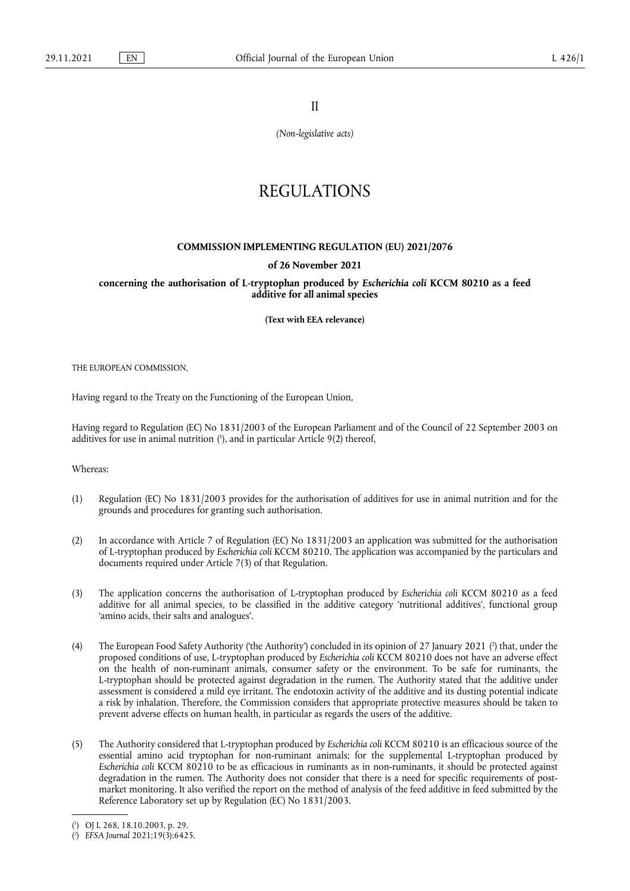II

*(Non-legislative acts)*

# REGULATIONS

## COMMISSION IMPLEMENTING REGULATION (EU) 2021/2076

**of 26 November 2021**

**concerning the authorisation of L-tryptophan produced by *Escherichia coli* KCCM 80210 as a feed additive for all animal species**

**(Text with EEA relevance)**

THE EUROPEAN COMMISSION,

Having regard to the Treaty on the Functioning of the European Union,

Having regard to Regulation (EC) No 1831/2003 of the European Parliament and of the Council of 22 September 2003 on additives for use in animal nutrition [1], and in particular Article 9(2) thereof,

Whereas:

(1) Regulation (EC) No 1831/2003 provides for the authorisation of additives for use in animal nutrition and for the grounds and procedures for granting such authorisation.

(2) In accordance with Article 7 of Regulation (EC) No 1831/2003 an application was submitted for the authorisation of L-tryptophan produced by *Escherichia coli* KCCM 80210. The application was accompanied by the particulars and documents required under Article 7(3) of that Regulation.

(3) The application concerns the authorisation of L-tryptophan produced by *Escherichia coli* KCCM 80210 as a feed additive for all animal species, to be classified in the additive category 'nutritional additives', functional group 'amino acids, their salts and analogues'.

(4) The European Food Safety Authority ('the Authority') concluded in its opinion of 27 January 2021 [2] that, under the proposed conditions of use, L-tryptophan produced by *Escherichia coli* KCCM 80210 does not have an adverse effect on the health of non-ruminant animals, consumer safety or the environment. To be safe for ruminants, the L-tryptophan should be protected against degradation in the rumen. The Authority stated that the additive under assessment is considered a mild eye irritant. The endotoxin activity of the additive and its dusting potential indicate a risk by inhalation. Therefore, the Commission considers that appropriate protective measures should be taken to prevent adverse effects on human health, in particular as regards the users of the additive.

(5) The Authority considered that L-tryptophan produced by *Escherichia coli* KCCM 80210 is an efficacious source of the essential amino acid tryptophan for non-ruminant animals; for the supplemental L-tryptophan produced by *Escherichia coli* KCCM 80210 to be as efficacious in ruminants as in non-ruminants, it should be protected against degradation in the rumen. The Authority does not consider that there is a need for specific requirements of post-market monitoring. It also verified the report on the method of analysis of the feed additive in feed submitted by the Reference Laboratory set up by Regulation (EC) No 1831/2003.

---

[1] OJ L 268, 18.10.2003, p. 29.

[2] *EFSA Journal* 2021;19(3):6425.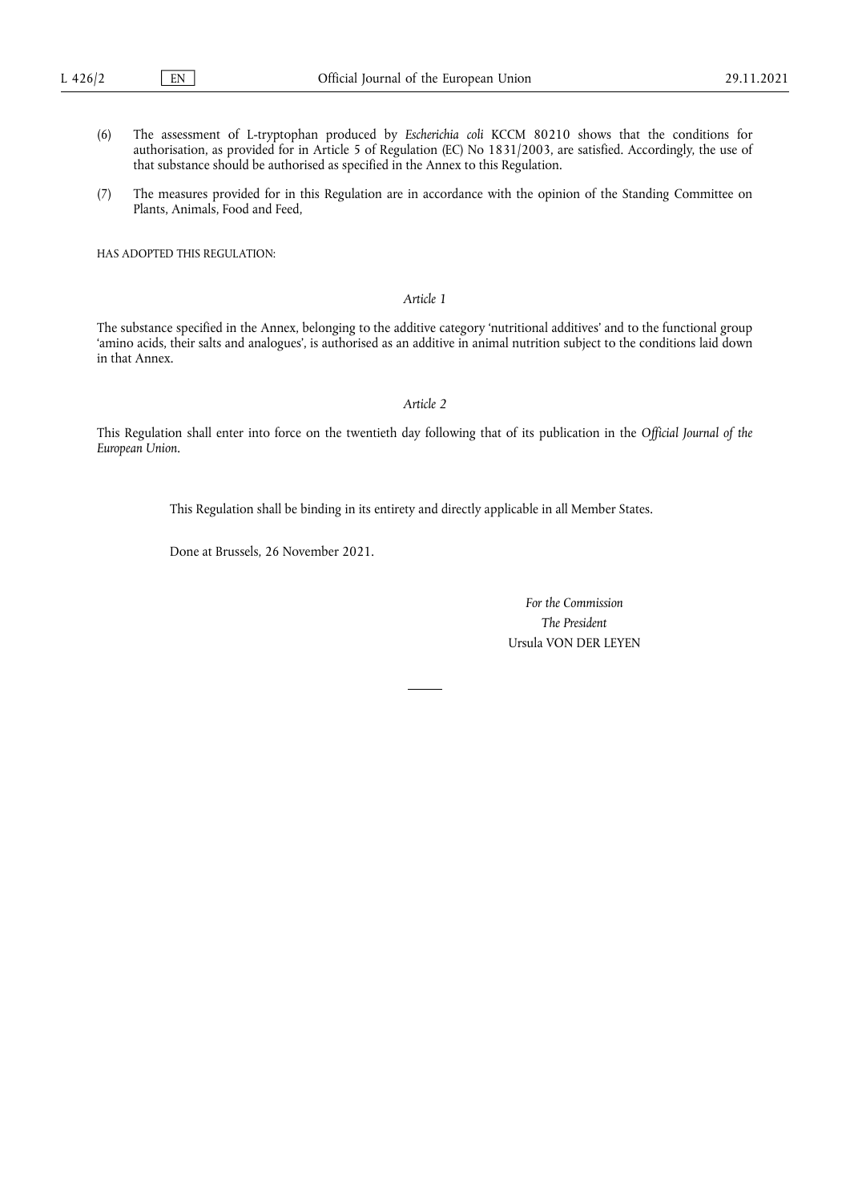(6) The assessment of L-tryptophan produced by *Escherichia coli* KCCM 80210 shows that the conditions for authorisation, as provided for in Article 5 of Regulation (EC) No 1831/2003, are satisfied. Accordingly, the use of that substance should be authorised as specified in the Annex to this Regulation.

(7) The measures provided for in this Regulation are in accordance with the opinion of the Standing Committee on Plants, Animals, Food and Feed,

HAS ADOPTED THIS REGULATION:

*Article 1*

The substance specified in the Annex, belonging to the additive category 'nutritional additives' and to the functional group 'amino acids, their salts and analogues', is authorised as an additive in animal nutrition subject to the conditions laid down in that Annex.

*Article 2*

This Regulation shall enter into force on the twentieth day following that of its publication in the *Official Journal of the European Union*.

This Regulation shall be binding in its entirety and directly applicable in all Member States.

Done at Brussels, 26 November 2021.

*For the Commission*

*The President*

Ursula VON DER LEYEN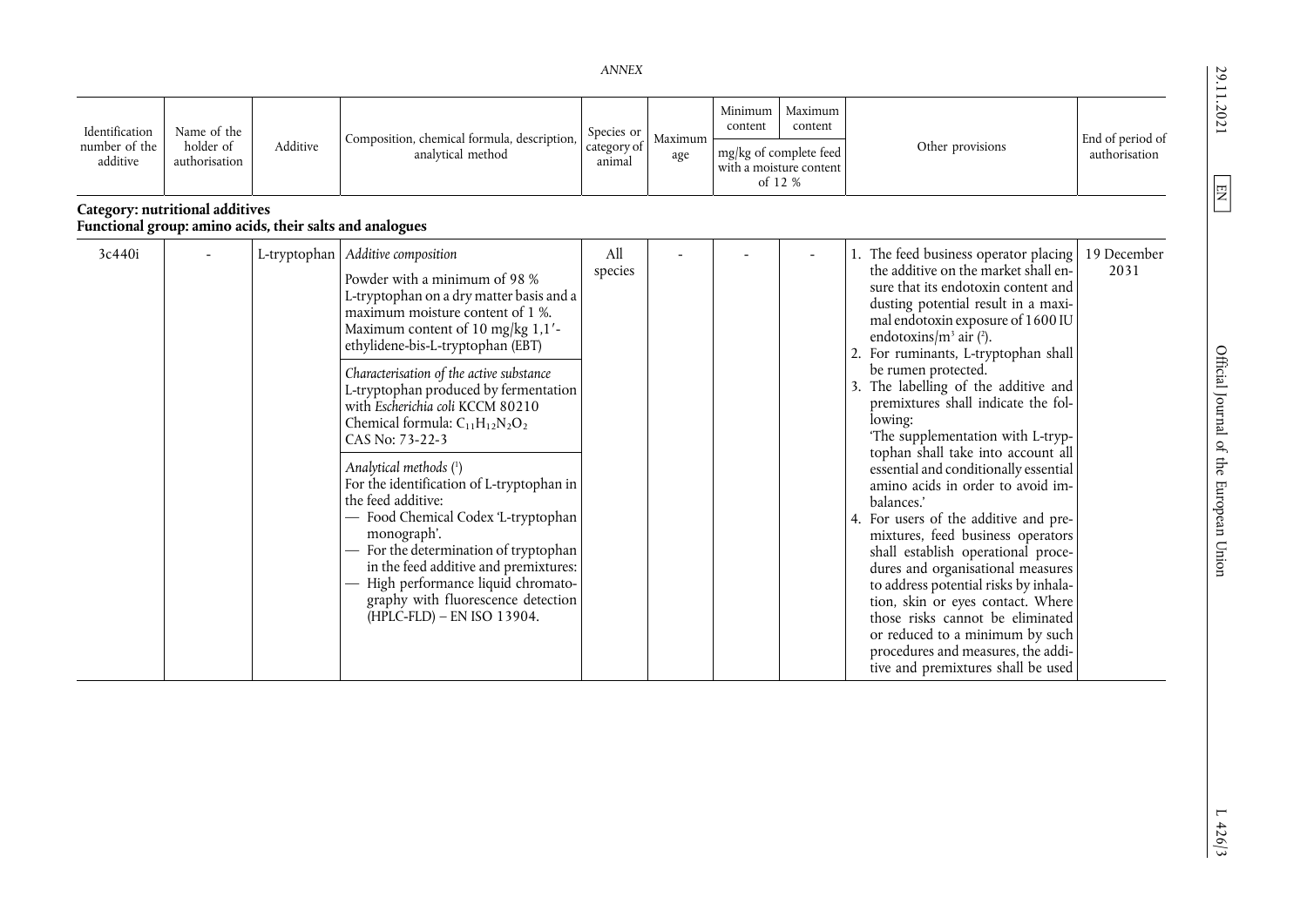*ANNEX*

| Identification number of the additive | Name of the holder of authorisation | Additive | Composition, chemical formula, description, analytical method | Species or category of animal | Maximum age | Minimum content | Maximum content | Other provisions | End of period of authorisation |
|---|---|---|---|---|---|---|---|---|---|
| | | | | | | mg/kg of complete feed with a moisture content of 12 % | | | |
| **Category: nutritional additives. Functional group: amino acids, their salts and analogues** | | | | | | | | | |
| 3c440i | - | L-tryptophan | *Additive composition*<br>Powder with a minimum of 98 % L-tryptophan on a dry matter basis and a maximum moisture content of 1 %.<br>Maximum content of 10 mg/kg 1,1′-ethylidene-bis-L-tryptophan (EBT)<br><br>*Characterisation of the active substance*<br>L-tryptophan produced by fermentation with *Escherichia coli* KCCM 80210<br>Chemical formula: $C_{11}H_{12}N_2O_2$<br>CAS No: 73-22-3<br><br>*Analytical methods* [1]<br>For the identification of L-tryptophan in the feed additive:<br>— Food Chemical Codex 'L-tryptophan monograph'.<br>— For the determination of tryptophan in the feed additive and premixtures:<br>— High performance liquid chromatography with fluorescence detection (HPLC-FLD) – EN ISO 13904. | All species | - | - | - | 1. The feed business operator placing the additive on the market shall ensure that its endotoxin content and dusting potential result in a maximal endotoxin exposure of 1600 IU endotoxins/m³ air [2].<br>2. For ruminants, L-tryptophan shall be rumen protected.<br>3. The labelling of the additive and premixtures shall indicate the following:<br>'The supplementation with L-tryptophan shall take into account all essential and conditionally essential amino acids in order to avoid imbalances.'<br>4. For users of the additive and premixtures, feed business operators shall establish operational procedures and organisational measures to address potential risks by inhalation, skin or eyes contact. Where those risks cannot be eliminated or reduced to a minimum by such procedures and measures, the additive and premixtures shall be used | 19 December 2031 |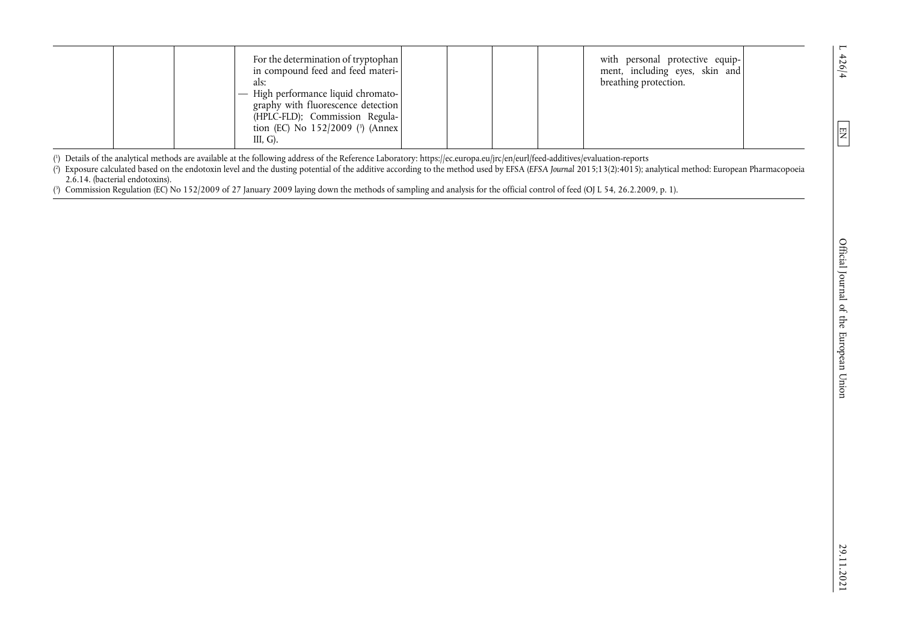| | | | | | | | | |
|---|---|---|---|---|---|---|---|---|
| | | | For the determination of tryptophan in compound feed and feed materials:<br>— High performance liquid chromatography with fluorescence detection (HPLC-FLD); Commission Regulation (EC) No 152/2009 [3] (Annex III, G). | | | | with personal protective equipment, including eyes, skin and breathing protection. | |

[1] Details of the analytical methods are available at the following address of the Reference Laboratory: https://ec.europa.eu/jrc/en/eurl/feed-additives/evaluation-reports

[2] Exposure calculated based on the endotoxin level and the dusting potential of the additive according to the method used by EFSA (*EFSA Journal* 2015;13(2):4015); analytical method: European Pharmacopoeia 2.6.14. (bacterial endotoxins).

[3] Commission Regulation (EC) No 152/2009 of 27 January 2009 laying down the methods of sampling and analysis for the official control of feed (OJ L 54, 26.2.2009, p. 1).